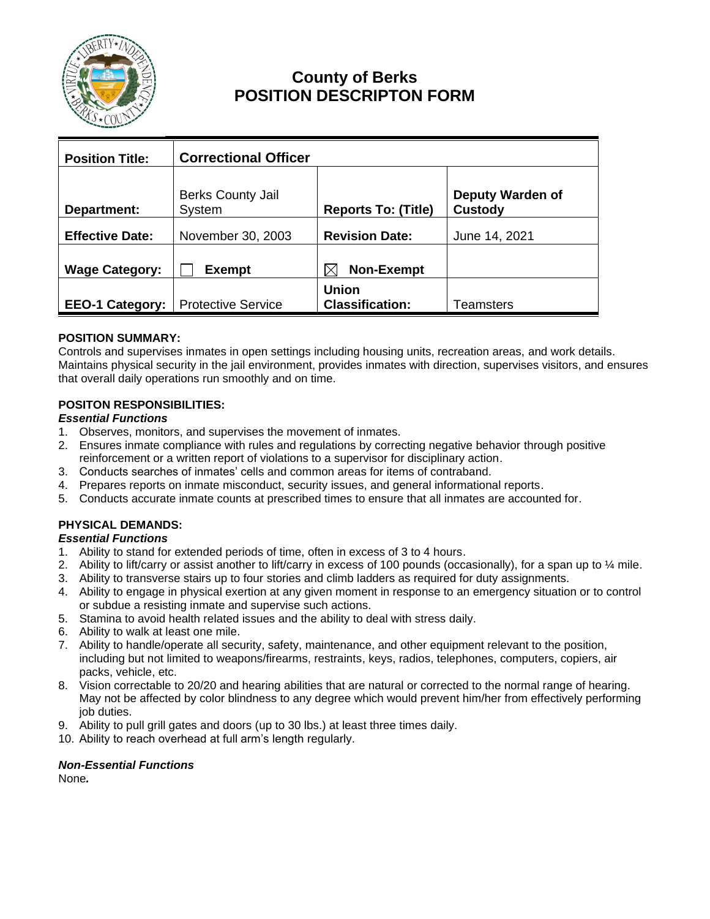# County of Berks
# POSITION DESCRIPTON FORM

| | | | |
|---|---|---|---|
| **Position Title:** | **Correctional Officer** | | |
| **Department:** | Berks County Jail System | **Reports To: (Title)** | **Deputy Warden of Custody** |
| **Effective Date:** | November 30, 2003 | **Revision Date:** | June 14, 2021 |
| **Wage Category:** | ☐ **Exempt** | ☒ **Non-Exempt** | |
| **EEO-1 Category:** | Protective Service | **Union Classification:** | Teamsters |

**POSITION SUMMARY:**
Controls and supervises inmates in open settings including housing units, recreation areas, and work details. Maintains physical security in the jail environment, provides inmates with direction, supervises visitors, and ensures that overall daily operations run smoothly and on time.

**POSITON RESPONSIBILITIES:**
***Essential Functions***

1. Observes, monitors, and supervises the movement of inmates.
2. Ensures inmate compliance with rules and regulations by correcting negative behavior through positive reinforcement or a written report of violations to a supervisor for disciplinary action.
3. Conducts searches of inmates' cells and common areas for items of contraband.
4. Prepares reports on inmate misconduct, security issues, and general informational reports.
5. Conducts accurate inmate counts at prescribed times to ensure that all inmates are accounted for.

**PHYSICAL DEMANDS:**
***Essential Functions***

1. Ability to stand for extended periods of time, often in excess of 3 to 4 hours.
2. Ability to lift/carry or assist another to lift/carry in excess of 100 pounds (occasionally), for a span up to ¼ mile.
3. Ability to transverse stairs up to four stories and climb ladders as required for duty assignments.
4. Ability to engage in physical exertion at any given moment in response to an emergency situation or to control or subdue a resisting inmate and supervise such actions.
5. Stamina to avoid health related issues and the ability to deal with stress daily.
6. Ability to walk at least one mile.
7. Ability to handle/operate all security, safety, maintenance, and other equipment relevant to the position, including but not limited to weapons/firearms, restraints, keys, radios, telephones, computers, copiers, air packs, vehicle, etc.
8. Vision correctable to 20/20 and hearing abilities that are natural or corrected to the normal range of hearing. May not be affected by color blindness to any degree which would prevent him/her from effectively performing job duties.
9. Ability to pull grill gates and doors (up to 30 lbs.) at least three times daily.
10. Ability to reach overhead at full arm's length regularly.

***Non-Essential Functions***
None*.*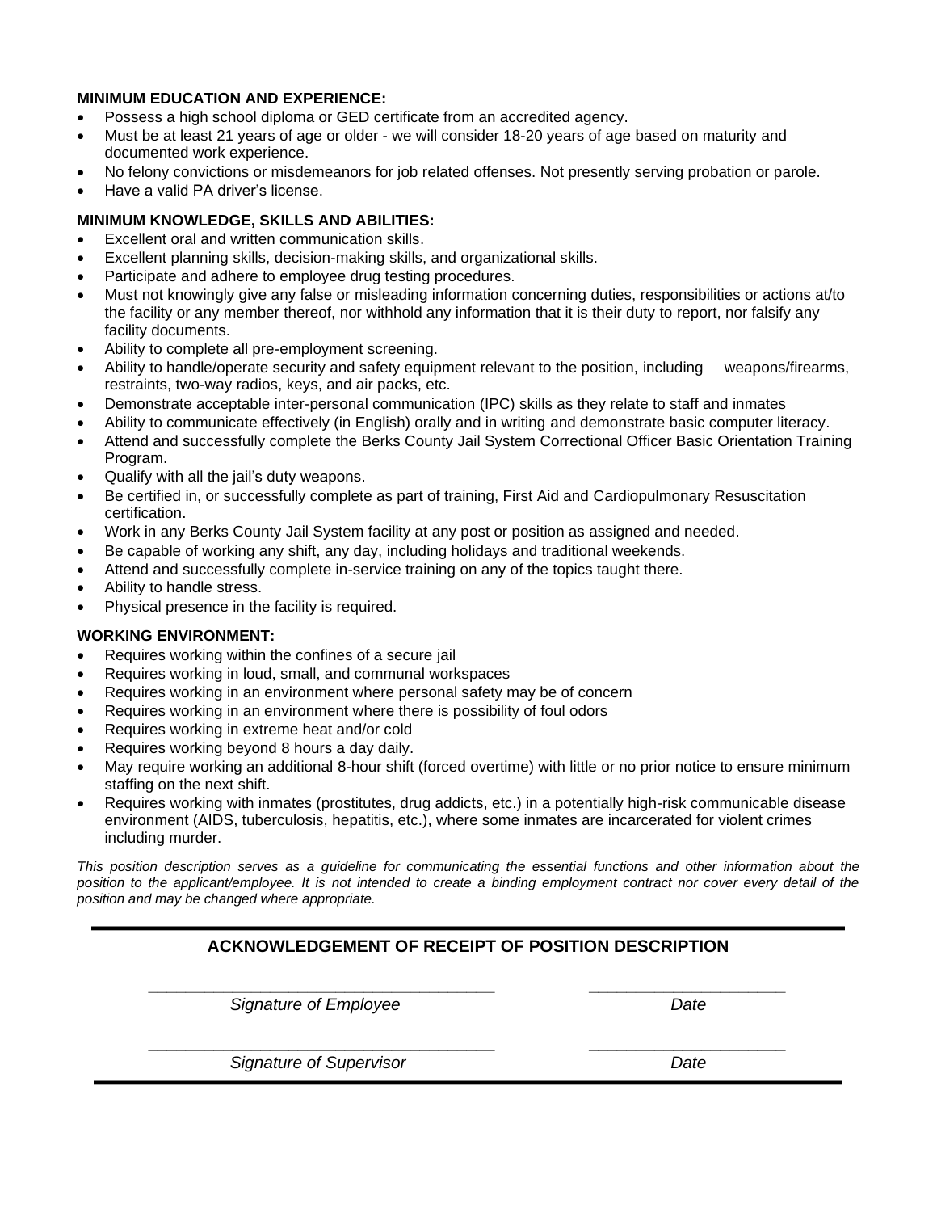**MINIMUM EDUCATION AND EXPERIENCE:**

- Possess a high school diploma or GED certificate from an accredited agency.
- Must be at least 21 years of age or older - we will consider 18-20 years of age based on maturity and documented work experience.
- No felony convictions or misdemeanors for job related offenses. Not presently serving probation or parole.
- Have a valid PA driver's license.

**MINIMUM KNOWLEDGE, SKILLS AND ABILITIES:**

- Excellent oral and written communication skills.
- Excellent planning skills, decision-making skills, and organizational skills.
- Participate and adhere to employee drug testing procedures.
- Must not knowingly give any false or misleading information concerning duties, responsibilities or actions at/to the facility or any member thereof, nor withhold any information that it is their duty to report, nor falsify any facility documents.
- Ability to complete all pre-employment screening.
- Ability to handle/operate security and safety equipment relevant to the position, including weapons/firearms, restraints, two-way radios, keys, and air packs, etc.
- Demonstrate acceptable inter-personal communication (IPC) skills as they relate to staff and inmates
- Ability to communicate effectively (in English) orally and in writing and demonstrate basic computer literacy.
- Attend and successfully complete the Berks County Jail System Correctional Officer Basic Orientation Training Program.
- Qualify with all the jail's duty weapons.
- Be certified in, or successfully complete as part of training, First Aid and Cardiopulmonary Resuscitation certification.
- Work in any Berks County Jail System facility at any post or position as assigned and needed.
- Be capable of working any shift, any day, including holidays and traditional weekends.
- Attend and successfully complete in-service training on any of the topics taught there.
- Ability to handle stress.
- Physical presence in the facility is required.

**WORKING ENVIRONMENT:**

- Requires working within the confines of a secure jail
- Requires working in loud, small, and communal workspaces
- Requires working in an environment where personal safety may be of concern
- Requires working in an environment where there is possibility of foul odors
- Requires working in extreme heat and/or cold
- Requires working beyond 8 hours a day daily.
- May require working an additional 8-hour shift (forced overtime) with little or no prior notice to ensure minimum staffing on the next shift.
- Requires working with inmates (prostitutes, drug addicts, etc.) in a potentially high-risk communicable disease environment (AIDS, tuberculosis, hepatitis, etc.), where some inmates are incarcerated for violent crimes including murder.

*This position description serves as a guideline for communicating the essential functions and other information about the position to the applicant/employee. It is not intended to create a binding employment contract nor cover every detail of the position and may be changed where appropriate.*

---

**ACKNOWLEDGEMENT OF RECEIPT OF POSITION DESCRIPTION**

_______________________________________ _____________________

*Signature of Employee* *Date*

_______________________________________ _____________________

*Signature of Supervisor* *Date*